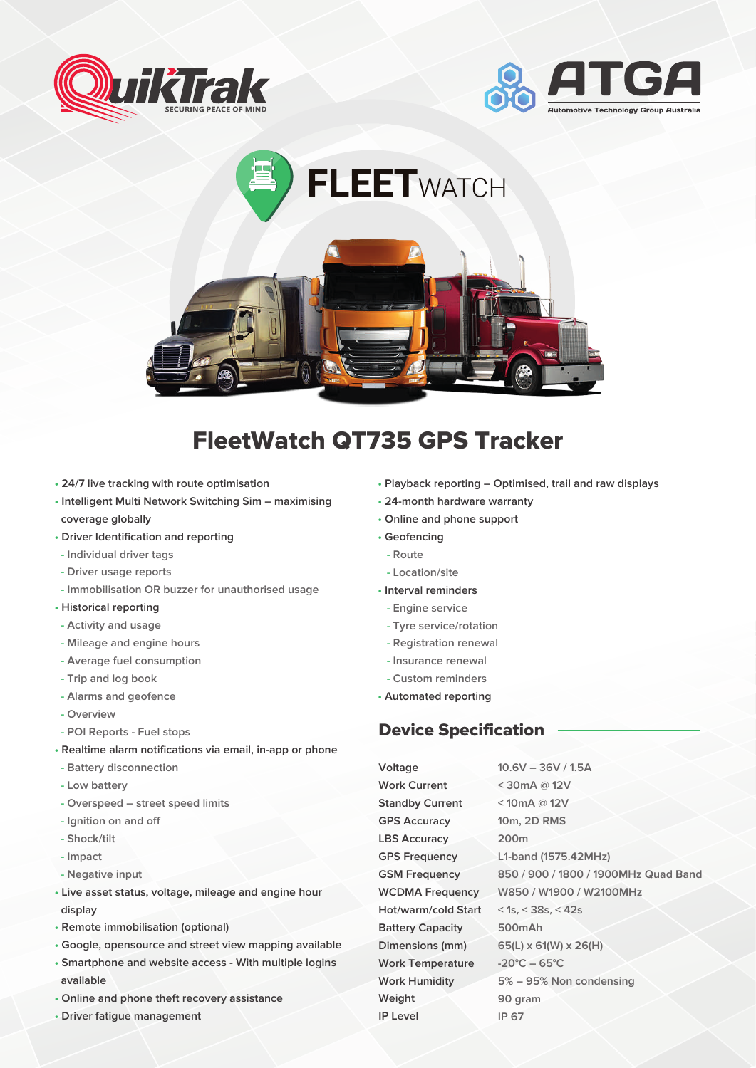QuikTrak
SECURING PEACE OF MIND

ATGA
Automotive Technology Group Australia

FLEETWATCH

# FleetWatch QT735 GPS Tracker

- 24/7 live tracking with route optimisation
- Intelligent Multi Network Switching Sim – maximising coverage globally
- Driver Identification and reporting
  - Individual driver tags
  - Driver usage reports
  - Immobilisation OR buzzer for unauthorised usage
- Historical reporting
  - Activity and usage
  - Mileage and engine hours
  - Average fuel consumption
  - Trip and log book
  - Alarms and geofence
  - Overview
  - POI Reports - Fuel stops
- Realtime alarm notifications via email, in-app or phone
  - Battery disconnection
  - Low battery
  - Overspeed – street speed limits
  - Ignition on and off
  - Shock/tilt
  - Impact
  - Negative input
- Live asset status, voltage, mileage and engine hour display
- Remote immobilisation (optional)
- Google, opensource and street view mapping available
- Smartphone and website access - With multiple logins available
- Online and phone theft recovery assistance
- Driver fatigue management
- Playback reporting – Optimised, trail and raw displays
- 24-month hardware warranty
- Online and phone support
- Geofencing
  - Route
  - Location/site
- Interval reminders
  - Engine service
  - Tyre service/rotation
  - Registration renewal
  - Insurance renewal
  - Custom reminders
- Automated reporting

## Device Specification

| | |
|---|---|
| Voltage | 10.6V – 36V / 1.5A |
| Work Current | < 30mA @ 12V |
| Standby Current | < 10mA @ 12V |
| GPS Accuracy | 10m, 2D RMS |
| LBS Accuracy | 200m |
| GPS Frequency | L1-band (1575.42MHz) |
| GSM Frequency | 850 / 900 / 1800 / 1900MHz Quad Band |
| WCDMA Frequency | W850 / W1900 / W2100MHz |
| Hot/warm/cold Start | < 1s, < 38s, < 42s |
| Battery Capacity | 500mAh |
| Dimensions (mm) | 65(L) x 61(W) x 26(H) |
| Work Temperature | -20°C – 65°C |
| Work Humidity | 5% – 95% Non condensing |
| Weight | 90 gram |
| IP Level | IP 67 |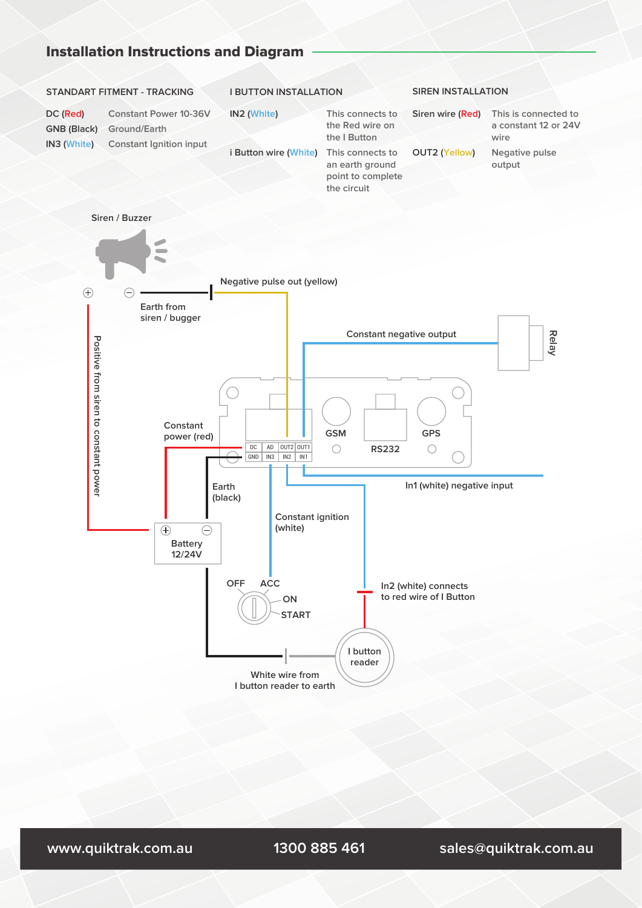## Installation Instructions and Diagram

**STANDART FITMENT - TRACKING**

| | |
|---|---|
| DC (Red) | Constant Power 10-36V |
| GNB (Black) | Ground/Earth |
| IN3 (White) | Constant Ignition input |

**I BUTTON INSTALLATION**

| | |
|---|---|
| IN2 (White) | This connects to the Red wire on the I Button |
| i Button wire (White) | This connects to an earth ground point to complete the circuit |

**SIREN INSTALLATION**

| | |
|---|---|
| Siren wire (Red) | This is connected to a constant 12 or 24V wire |
| OUT2 (Yellow) | Negative pulse output |

Siren / Buzzer

Negative pulse out (yellow)

Earth from siren / bugger

Positive from siren to constant power

Constant negative output

Relay

Constant power (red)

DC AD OUT2 OUT1
GND IN3 IN2 IN1

GSM

RS232

GPS

Earth (black)

In1 (white) negative input

Constant ignition (white)

Battery 12/24V

OFF ACC ON START

In2 (white) connects to red wire of I Button

I button reader

White wire from I button reader to earth

www.quiktrak.com.au 1300 885 461 sales@quiktrak.com.au